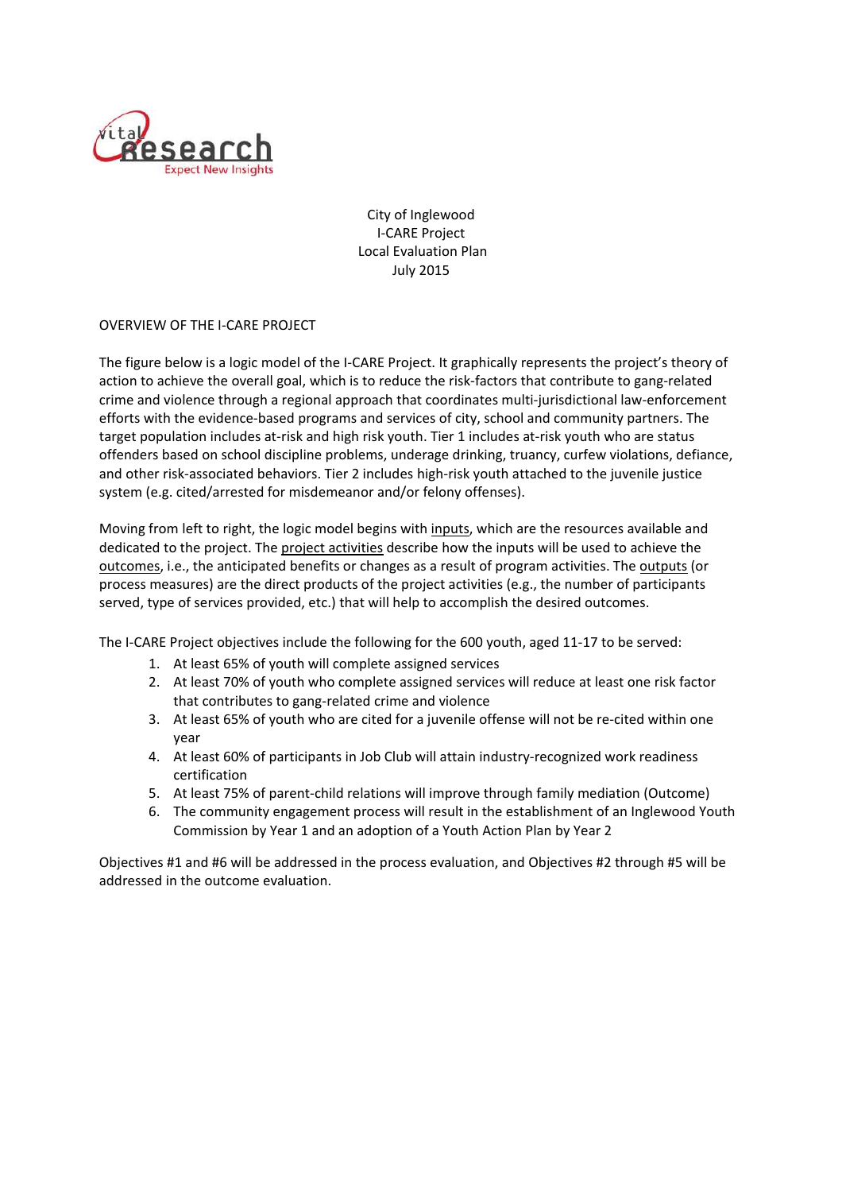City of Inglewood
I-CARE Project
Local Evaluation Plan
July 2015

## OVERVIEW OF THE I-CARE PROJECT

The figure below is a logic model of the I-CARE Project. It graphically represents the project's theory of action to achieve the overall goal, which is to reduce the risk-factors that contribute to gang-related crime and violence through a regional approach that coordinates multi-jurisdictional law-enforcement efforts with the evidence-based programs and services of city, school and community partners. The target population includes at-risk and high risk youth. Tier 1 includes at-risk youth who are status offenders based on school discipline problems, underage drinking, truancy, curfew violations, defiance, and other risk-associated behaviors. Tier 2 includes high-risk youth attached to the juvenile justice system (e.g. cited/arrested for misdemeanor and/or felony offenses).

Moving from left to right, the logic model begins with <u>inputs</u>, which are the resources available and dedicated to the project. The <u>project activities</u> describe how the inputs will be used to achieve the <u>outcomes</u>, i.e., the anticipated benefits or changes as a result of program activities. The <u>outputs</u> (or process measures) are the direct products of the project activities (e.g., the number of participants served, type of services provided, etc.) that will help to accomplish the desired outcomes.

The I-CARE Project objectives include the following for the 600 youth, aged 11-17 to be served:

1. At least 65% of youth will complete assigned services
2. At least 70% of youth who complete assigned services will reduce at least one risk factor that contributes to gang-related crime and violence
3. At least 65% of youth who are cited for a juvenile offense will not be re-cited within one year
4. At least 60% of participants in Job Club will attain industry-recognized work readiness certification
5. At least 75% of parent-child relations will improve through family mediation (Outcome)
6. The community engagement process will result in the establishment of an Inglewood Youth Commission by Year 1 and an adoption of a Youth Action Plan by Year 2

Objectives #1 and #6 will be addressed in the process evaluation, and Objectives #2 through #5 will be addressed in the outcome evaluation.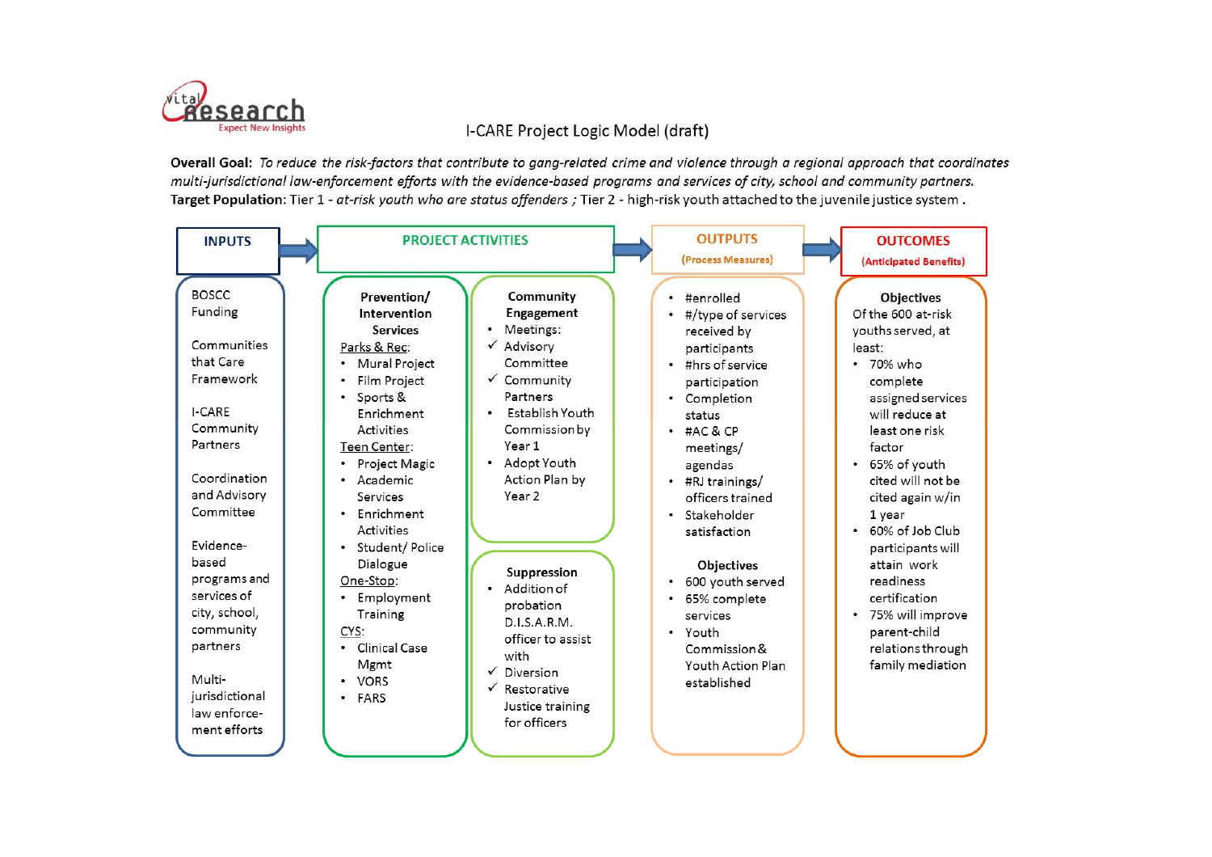# I-CARE Project Logic Model (draft)

**Overall Goal:** *To reduce the risk-factors that contribute to gang-related crime and violence through a regional approach that coordinates multi-jurisdictional law-enforcement efforts with the evidence-based programs and services of city, school and community partners.*

**Target Population**: Tier 1 - *at-risk youth who are status offenders* ; Tier 2 - high-risk youth attached to the juvenile justice system .

## INPUTS

- BOSCC Funding
- Communities that Care Framework
- I-CARE Community Partners
- Coordination and Advisory Committee
- Evidence-based programs and services of city, school, community partners
- Multi-jurisdictional law enforcement efforts

## PROJECT ACTIVITIES

### Prevention/ Intervention Services

Parks & Rec:
- Mural Project
- Film Project
- Sports & Enrichment Activities

Teen Center:
- Project Magic
- Academic Services
- Enrichment Activities
- Student/ Police Dialogue

One-Stop:
- Employment Training

CYS:
- Clinical Case Mgmt
- VORS
- FARS

### Community Engagement

- Meetings:
  - ✓ Advisory Committee
  - ✓ Community Partners
- Establish Youth Commission by Year 1
- Adopt Youth Action Plan by Year 2

### Suppression

- Addition of probation D.I.S.A.R.M. officer to assist with
  - ✓ Diversion
  - ✓ Restorative Justice training for officers

## OUTPUTS (Process Measures)

- #enrolled
- #/type of services received by participants
- #hrs of service participation
- Completion status
- #AC & CP meetings/ agendas
- #RJ trainings/ officers trained
- Stakeholder satisfaction

### Objectives

- 600 youth served
- 65% complete services
- Youth Commission & Youth Action Plan established

## OUTCOMES (Anticipated Benefits)

### Objectives

Of the 600 at-risk youths served, at least:

- 70% who complete assigned services will reduce at least one risk factor
- 65% of youth cited will not be cited again w/in 1 year
- 60% of Job Club participants will attain work readiness certification
- 75% will improve parent-child relations through family mediation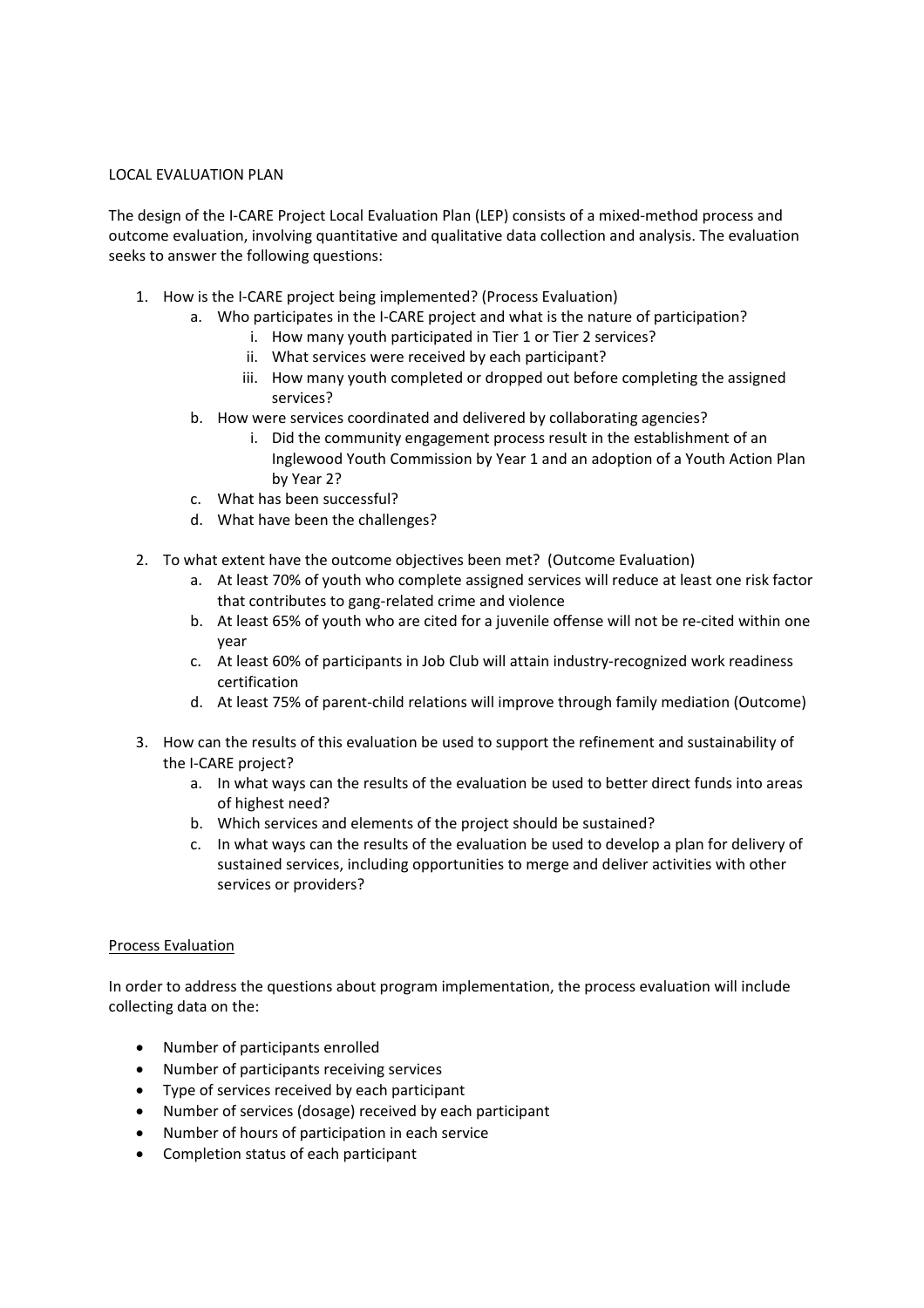LOCAL EVALUATION PLAN

The design of the I-CARE Project Local Evaluation Plan (LEP) consists of a mixed-method process and outcome evaluation, involving quantitative and qualitative data collection and analysis. The evaluation seeks to answer the following questions:

1. How is the I-CARE project being implemented? (Process Evaluation)
   a. Who participates in the I-CARE project and what is the nature of participation?
      i. How many youth participated in Tier 1 or Tier 2 services?
      ii. What services were received by each participant?
      iii. How many youth completed or dropped out before completing the assigned services?
   b. How were services coordinated and delivered by collaborating agencies?
      i. Did the community engagement process result in the establishment of an Inglewood Youth Commission by Year 1 and an adoption of a Youth Action Plan by Year 2?
   c. What has been successful?
   d. What have been the challenges?

2. To what extent have the outcome objectives been met? (Outcome Evaluation)
   a. At least 70% of youth who complete assigned services will reduce at least one risk factor that contributes to gang-related crime and violence
   b. At least 65% of youth who are cited for a juvenile offense will not be re-cited within one year
   c. At least 60% of participants in Job Club will attain industry-recognized work readiness certification
   d. At least 75% of parent-child relations will improve through family mediation (Outcome)

3. How can the results of this evaluation be used to support the refinement and sustainability of the I-CARE project?
   a. In what ways can the results of the evaluation be used to better direct funds into areas of highest need?
   b. Which services and elements of the project should be sustained?
   c. In what ways can the results of the evaluation be used to develop a plan for delivery of sustained services, including opportunities to merge and deliver activities with other services or providers?

<u>Process Evaluation</u>

In order to address the questions about program implementation, the process evaluation will include collecting data on the:

- Number of participants enrolled
- Number of participants receiving services
- Type of services received by each participant
- Number of services (dosage) received by each participant
- Number of hours of participation in each service
- Completion status of each participant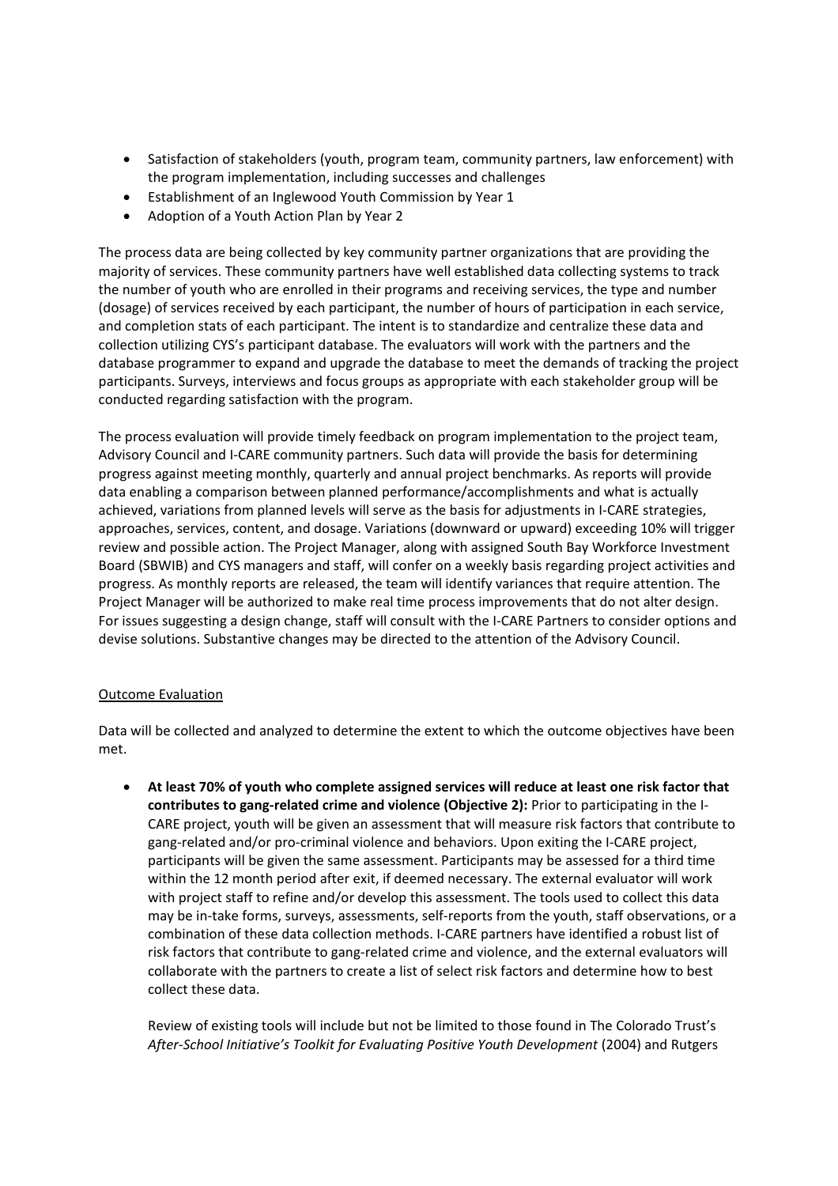- Satisfaction of stakeholders (youth, program team, community partners, law enforcement) with the program implementation, including successes and challenges
- Establishment of an Inglewood Youth Commission by Year 1
- Adoption of a Youth Action Plan by Year 2

The process data are being collected by key community partner organizations that are providing the majority of services. These community partners have well established data collecting systems to track the number of youth who are enrolled in their programs and receiving services, the type and number (dosage) of services received by each participant, the number of hours of participation in each service, and completion stats of each participant. The intent is to standardize and centralize these data and collection utilizing CYS's participant database. The evaluators will work with the partners and the database programmer to expand and upgrade the database to meet the demands of tracking the project participants. Surveys, interviews and focus groups as appropriate with each stakeholder group will be conducted regarding satisfaction with the program.

The process evaluation will provide timely feedback on program implementation to the project team, Advisory Council and I-CARE community partners. Such data will provide the basis for determining progress against meeting monthly, quarterly and annual project benchmarks. As reports will provide data enabling a comparison between planned performance/accomplishments and what is actually achieved, variations from planned levels will serve as the basis for adjustments in I-CARE strategies, approaches, services, content, and dosage. Variations (downward or upward) exceeding 10% will trigger review and possible action. The Project Manager, along with assigned South Bay Workforce Investment Board (SBWIB) and CYS managers and staff, will confer on a weekly basis regarding project activities and progress. As monthly reports are released, the team will identify variances that require attention. The Project Manager will be authorized to make real time process improvements that do not alter design. For issues suggesting a design change, staff will consult with the I-CARE Partners to consider options and devise solutions. Substantive changes may be directed to the attention of the Advisory Council.

<u>Outcome Evaluation</u>

Data will be collected and analyzed to determine the extent to which the outcome objectives have been met.

- **At least 70% of youth who complete assigned services will reduce at least one risk factor that contributes to gang-related crime and violence (Objective 2):** Prior to participating in the I-CARE project, youth will be given an assessment that will measure risk factors that contribute to gang-related and/or pro-criminal violence and behaviors. Upon exiting the I-CARE project, participants will be given the same assessment. Participants may be assessed for a third time within the 12 month period after exit, if deemed necessary. The external evaluator will work with project staff to refine and/or develop this assessment. The tools used to collect this data may be in-take forms, surveys, assessments, self-reports from the youth, staff observations, or a combination of these data collection methods. I-CARE partners have identified a robust list of risk factors that contribute to gang-related crime and violence, and the external evaluators will collaborate with the partners to create a list of select risk factors and determine how to best collect these data.

  Review of existing tools will include but not be limited to those found in The Colorado Trust's *After-School Initiative's Toolkit for Evaluating Positive Youth Development* (2004) and Rutgers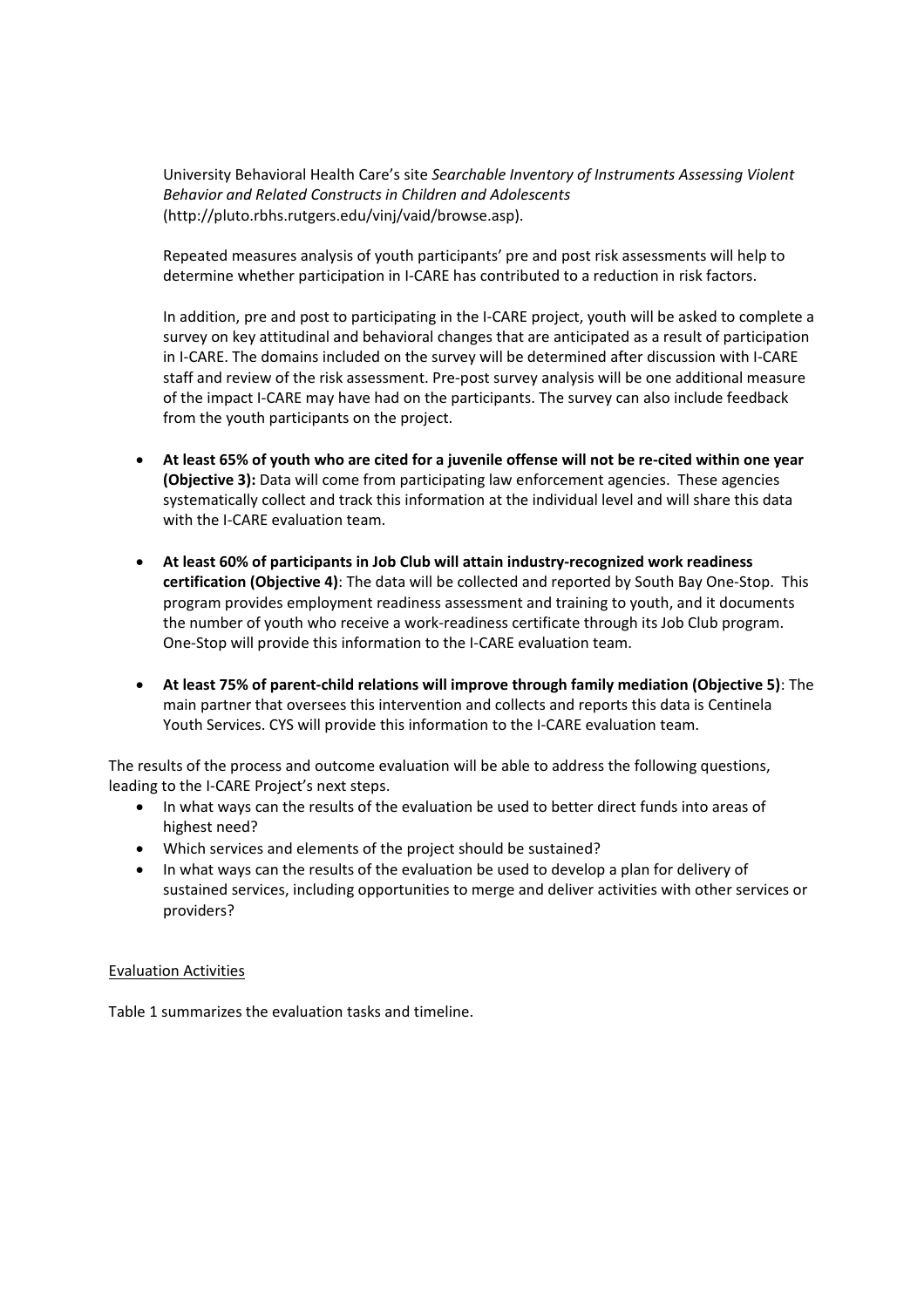University Behavioral Health Care's site *Searchable Inventory of Instruments Assessing Violent Behavior and Related Constructs in Children and Adolescents* (http://pluto.rbhs.rutgers.edu/vinj/vaid/browse.asp).

Repeated measures analysis of youth participants' pre and post risk assessments will help to determine whether participation in I-CARE has contributed to a reduction in risk factors.

In addition, pre and post to participating in the I-CARE project, youth will be asked to complete a survey on key attitudinal and behavioral changes that are anticipated as a result of participation in I-CARE. The domains included on the survey will be determined after discussion with I-CARE staff and review of the risk assessment. Pre-post survey analysis will be one additional measure of the impact I-CARE may have had on the participants. The survey can also include feedback from the youth participants on the project.

- **At least 65% of youth who are cited for a juvenile offense will not be re-cited within one year (Objective 3):** Data will come from participating law enforcement agencies. These agencies systematically collect and track this information at the individual level and will share this data with the I-CARE evaluation team.
- **At least 60% of participants in Job Club will attain industry-recognized work readiness certification (Objective 4)**: The data will be collected and reported by South Bay One-Stop. This program provides employment readiness assessment and training to youth, and it documents the number of youth who receive a work-readiness certificate through its Job Club program. One-Stop will provide this information to the I-CARE evaluation team.
- **At least 75% of parent-child relations will improve through family mediation (Objective 5)**: The main partner that oversees this intervention and collects and reports this data is Centinela Youth Services. CYS will provide this information to the I-CARE evaluation team.

The results of the process and outcome evaluation will be able to address the following questions, leading to the I-CARE Project's next steps.

- In what ways can the results of the evaluation be used to better direct funds into areas of highest need?
- Which services and elements of the project should be sustained?
- In what ways can the results of the evaluation be used to develop a plan for delivery of sustained services, including opportunities to merge and deliver activities with other services or providers?

<u>Evaluation Activities</u>

Table 1 summarizes the evaluation tasks and timeline.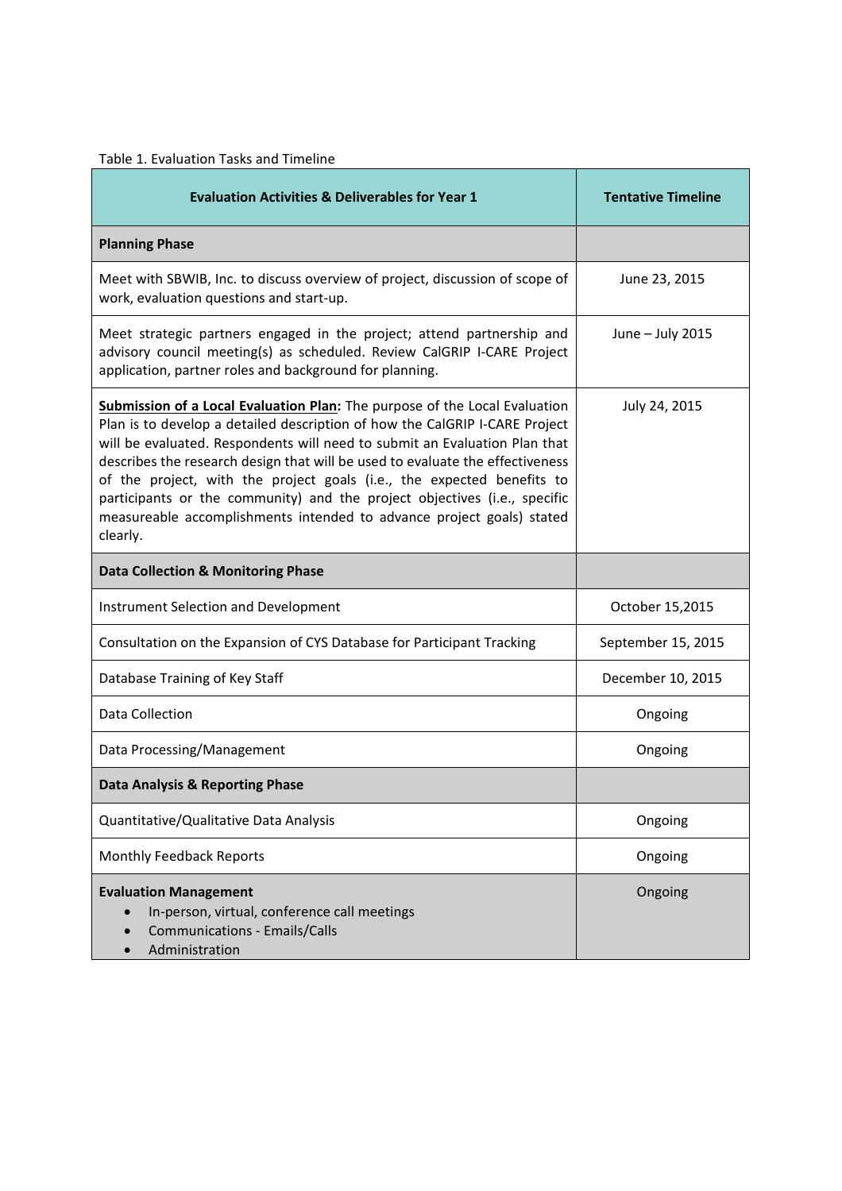Table 1. Evaluation Tasks and Timeline

| Evaluation Activities & Deliverables for Year 1 | Tentative Timeline |
| --- | --- |
| **Planning Phase** | |
| Meet with SBWIB, Inc. to discuss overview of project, discussion of scope of work, evaluation questions and start-up. | June 23, 2015 |
| Meet strategic partners engaged in the project; attend partnership and advisory council meeting(s) as scheduled. Review CalGRIP I-CARE Project application, partner roles and background for planning. | June – July 2015 |
| **Submission of a Local Evaluation Plan**: The purpose of the Local Evaluation Plan is to develop a detailed description of how the CalGRIP I-CARE Project will be evaluated. Respondents will need to submit an Evaluation Plan that describes the research design that will be used to evaluate the effectiveness of the project, with the project goals (i.e., the expected benefits to participants or the community) and the project objectives (i.e., specific measureable accomplishments intended to advance project goals) stated clearly. | July 24, 2015 |
| **Data Collection & Monitoring Phase** | |
| Instrument Selection and Development | October 15,2015 |
| Consultation on the Expansion of CYS Database for Participant Tracking | September 15, 2015 |
| Database Training of Key Staff | December 10, 2015 |
| Data Collection | Ongoing |
| Data Processing/Management | Ongoing |
| **Data Analysis & Reporting Phase** | |
| Quantitative/Qualitative Data Analysis | Ongoing |
| Monthly Feedback Reports | Ongoing |
| **Evaluation Management**<br>• In-person, virtual, conference call meetings<br>• Communications - Emails/Calls<br>• Administration | Ongoing |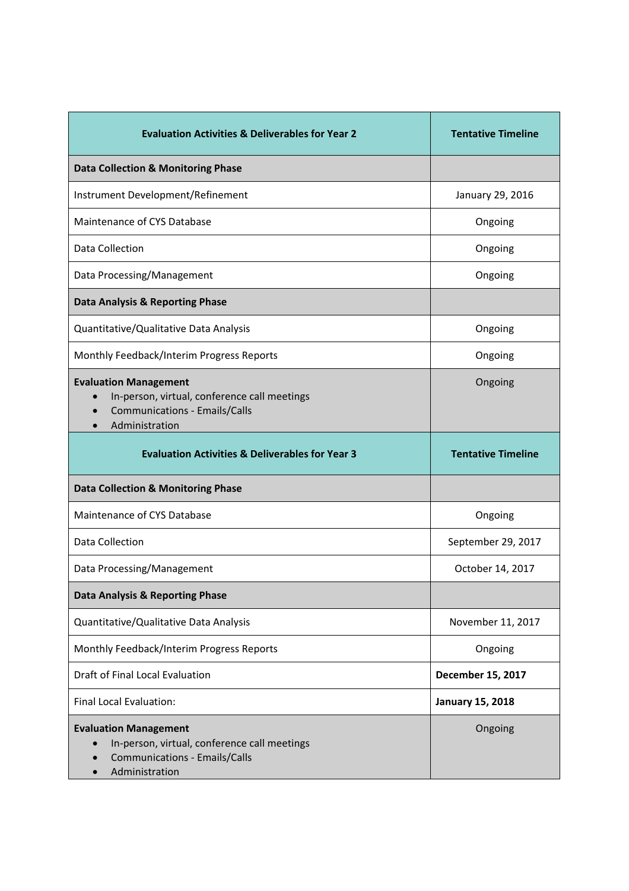| Evaluation Activities & Deliverables for Year 2 | Tentative Timeline |
|---|---|
| **Data Collection & Monitoring Phase** | |
| Instrument Development/Refinement | January 29, 2016 |
| Maintenance of CYS Database | Ongoing |
| Data Collection | Ongoing |
| Data Processing/Management | Ongoing |
| **Data Analysis & Reporting Phase** | |
| Quantitative/Qualitative Data Analysis | Ongoing |
| Monthly Feedback/Interim Progress Reports | Ongoing |
| **Evaluation Management**<br>• In-person, virtual, conference call meetings<br>• Communications - Emails/Calls<br>• Administration | Ongoing |

| Evaluation Activities & Deliverables for Year 3 | Tentative Timeline |
|---|---|
| **Data Collection & Monitoring Phase** | |
| Maintenance of CYS Database | Ongoing |
| Data Collection | September 29, 2017 |
| Data Processing/Management | October 14, 2017 |
| **Data Analysis & Reporting Phase** | |
| Quantitative/Qualitative Data Analysis | November 11, 2017 |
| Monthly Feedback/Interim Progress Reports | Ongoing |
| Draft of Final Local Evaluation | **December 15, 2017** |
| Final Local Evaluation: | **January 15, 2018** |
| **Evaluation Management**<br>• In-person, virtual, conference call meetings<br>• Communications - Emails/Calls<br>• Administration | Ongoing |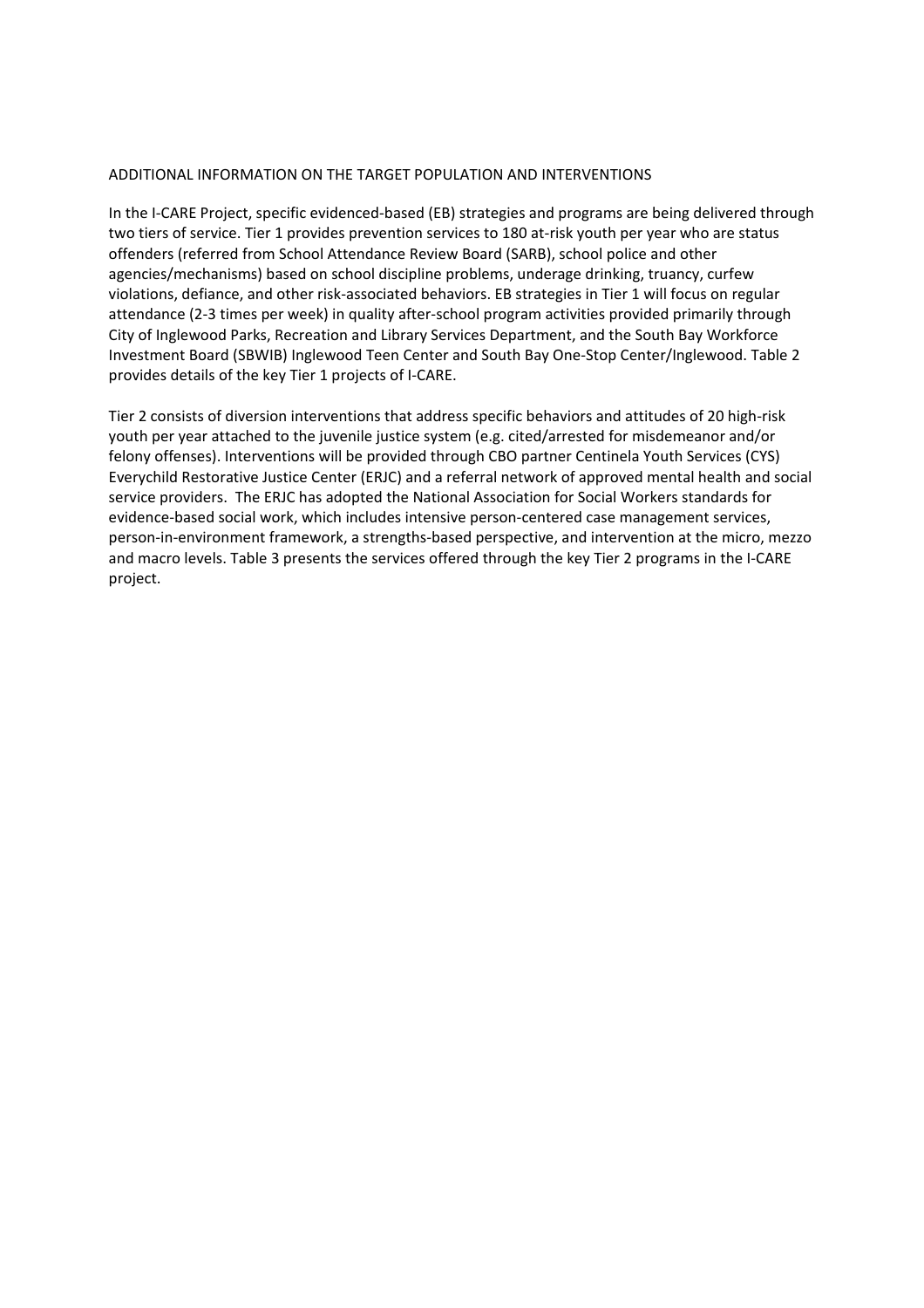ADDITIONAL INFORMATION ON THE TARGET POPULATION AND INTERVENTIONS

In the I-CARE Project, specific evidenced-based (EB) strategies and programs are being delivered through two tiers of service. Tier 1 provides prevention services to 180 at-risk youth per year who are status offenders (referred from School Attendance Review Board (SARB), school police and other agencies/mechanisms) based on school discipline problems, underage drinking, truancy, curfew violations, defiance, and other risk-associated behaviors. EB strategies in Tier 1 will focus on regular attendance (2-3 times per week) in quality after-school program activities provided primarily through City of Inglewood Parks, Recreation and Library Services Department, and the South Bay Workforce Investment Board (SBWIB) Inglewood Teen Center and South Bay One-Stop Center/Inglewood. Table 2 provides details of the key Tier 1 projects of I-CARE.

Tier 2 consists of diversion interventions that address specific behaviors and attitudes of 20 high-risk youth per year attached to the juvenile justice system (e.g. cited/arrested for misdemeanor and/or felony offenses). Interventions will be provided through CBO partner Centinela Youth Services (CYS) Everychild Restorative Justice Center (ERJC) and a referral network of approved mental health and social service providers. The ERJC has adopted the National Association for Social Workers standards for evidence-based social work, which includes intensive person-centered case management services, person-in-environment framework, a strengths-based perspective, and intervention at the micro, mezzo and macro levels. Table 3 presents the services offered through the key Tier 2 programs in the I-CARE project.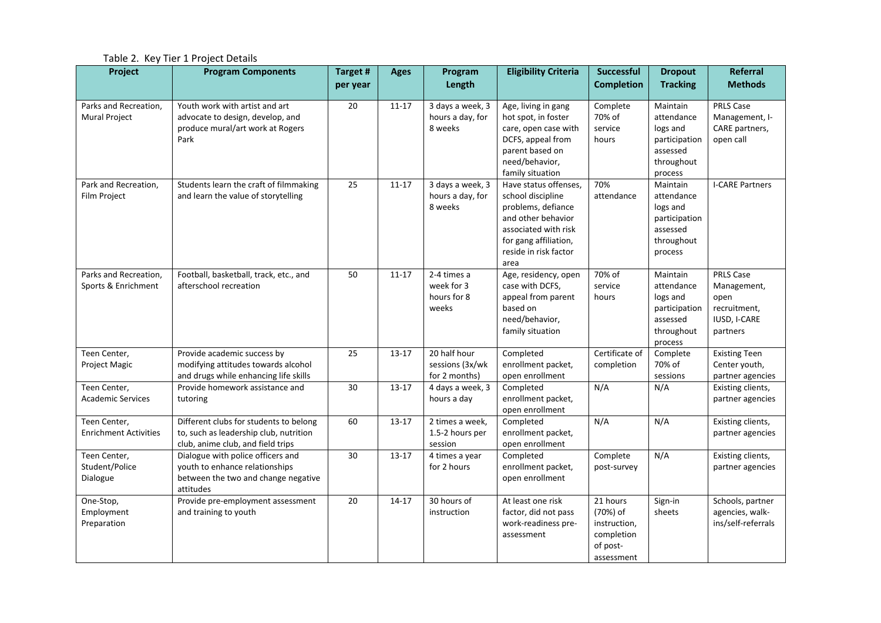Table 2. Key Tier 1 Project Details

| Project | Program Components | Target # per year | Ages | Program Length | Eligibility Criteria | Successful Completion | Dropout Tracking | Referral Methods |
|---|---|---|---|---|---|---|---|---|
| Parks and Recreation, Mural Project | Youth work with artist and art advocate to design, develop, and produce mural/art work at Rogers Park | 20 | 11-17 | 3 days a week, 3 hours a day, for 8 weeks | Age, living in gang hot spot, in foster care, open case with DCFS, appeal from parent based on need/behavior, family situation | Complete 70% of service hours | Maintain attendance logs and participation assessed throughout process | PRLS Case Management, I-CARE partners, open call |
| Park and Recreation, Film Project | Students learn the craft of filmmaking and learn the value of storytelling | 25 | 11-17 | 3 days a week, 3 hours a day, for 8 weeks | Have status offenses, school discipline problems, defiance and other behavior associated with risk for gang affiliation, reside in risk factor area | 70% attendance | Maintain attendance logs and participation assessed throughout process | I-CARE Partners |
| Parks and Recreation, Sports & Enrichment | Football, basketball, track, etc., and afterschool recreation | 50 | 11-17 | 2-4 times a week for 3 hours for 8 weeks | Age, residency, open case with DCFS, appeal from parent based on need/behavior, family situation | 70% of service hours | Maintain attendance logs and participation assessed throughout process | PRLS Case Management, open recruitment, IUSD, I-CARE partners |
| Teen Center, Project Magic | Provide academic success by modifying attitudes towards alcohol and drugs while enhancing life skills | 25 | 13-17 | 20 half hour sessions (3x/wk for 2 months) | Completed enrollment packet, open enrollment | Certificate of completion | Complete 70% of sessions | Existing Teen Center youth, partner agencies |
| Teen Center, Academic Services | Provide homework assistance and tutoring | 30 | 13-17 | 4 days a week, 3 hours a day | Completed enrollment packet, open enrollment | N/A | N/A | Existing clients, partner agencies |
| Teen Center, Enrichment Activities | Different clubs for students to belong to, such as leadership club, nutrition club, anime club, and field trips | 60 | 13-17 | 2 times a week, 1.5-2 hours per session | Completed enrollment packet, open enrollment | N/A | N/A | Existing clients, partner agencies |
| Teen Center, Student/Police Dialogue | Dialogue with police officers and youth to enhance relationships between the two and change negative attitudes | 30 | 13-17 | 4 times a year for 2 hours | Completed enrollment packet, open enrollment | Complete post-survey | N/A | Existing clients, partner agencies |
| One-Stop, Employment Preparation | Provide pre-employment assessment and training to youth | 20 | 14-17 | 30 hours of instruction | At least one risk factor, did not pass work-readiness pre-assessment | 21 hours (70%) of instruction, completion of post-assessment | Sign-in sheets | Schools, partner agencies, walk-ins/self-referrals |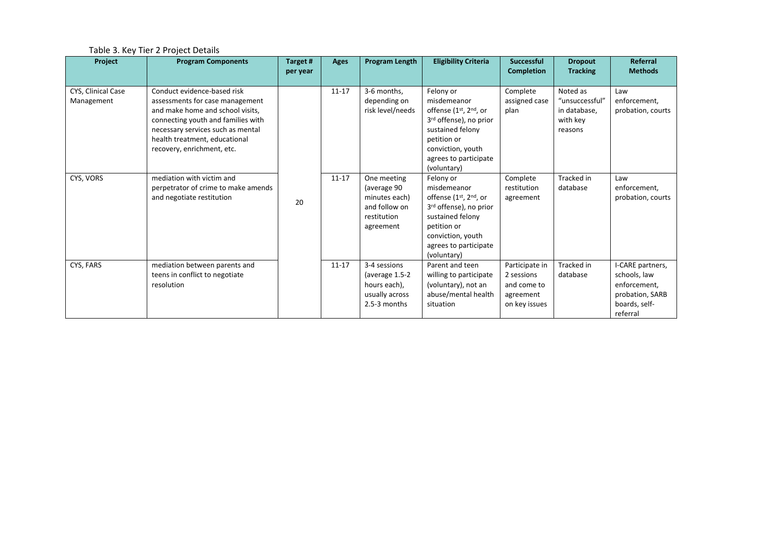Table 3. Key Tier 2 Project Details

| Project | Program Components | Target # per year | Ages | Program Length | Eligibility Criteria | Successful Completion | Dropout Tracking | Referral Methods |
|---|---|---|---|---|---|---|---|---|
| CYS, Clinical Case Management | Conduct evidence-based risk assessments for case management and make home and school visits, connecting youth and families with necessary services such as mental health treatment, educational recovery, enrichment, etc. | 20 | 11-17 | 3-6 months, depending on risk level/needs | Felony or misdemeanor offense (1st, 2nd, or 3rd offense), no prior sustained felony petition or conviction, youth agrees to participate (voluntary) | Complete assigned case plan | Noted as "unsuccessful" in database, with key reasons | Law enforcement, probation, courts |
| CYS, VORS | mediation with victim and perpetrator of crime to make amends and negotiate restitution | | 11-17 | One meeting (average 90 minutes each) and follow on restitution agreement | Felony or misdemeanor offense (1st, 2nd, or 3rd offense), no prior sustained felony petition or conviction, youth agrees to participate (voluntary) | Complete restitution agreement | Tracked in database | Law enforcement, probation, courts |
| CYS, FARS | mediation between parents and teens in conflict to negotiate resolution | | 11-17 | 3-4 sessions (average 1.5-2 hours each), usually across 2.5-3 months | Parent and teen willing to participate (voluntary), not an abuse/mental health situation | Participate in 2 sessions and come to agreement on key issues | Tracked in database | I-CARE partners, schools, law enforcement, probation, SARB boards, self-referral |